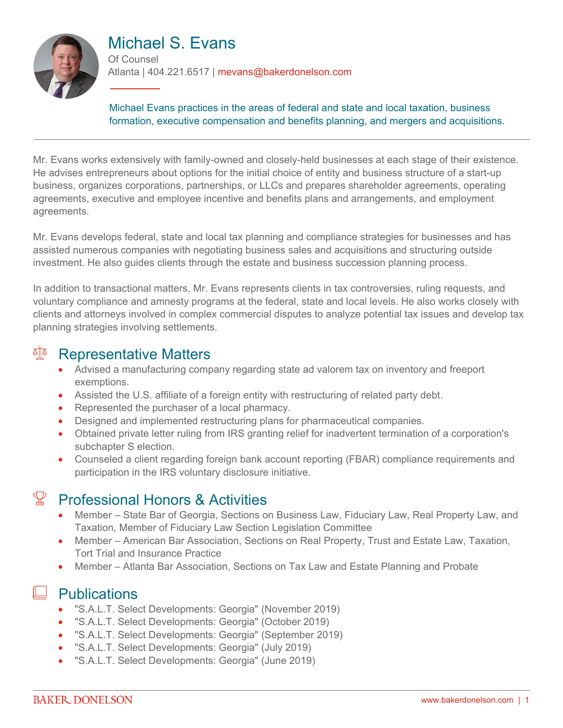# Michael S. Evans

Of Counsel
Atlanta | 404.221.6517 | mevans@bakerdonelson.com

Michael Evans practices in the areas of federal and state and local taxation, business formation, executive compensation and benefits planning, and mergers and acquisitions.

Mr. Evans works extensively with family-owned and closely-held businesses at each stage of their existence. He advises entrepreneurs about options for the initial choice of entity and business structure of a start-up business, organizes corporations, partnerships, or LLCs and prepares shareholder agreements, operating agreements, executive and employee incentive and benefits plans and arrangements, and employment agreements.

Mr. Evans develops federal, state and local tax planning and compliance strategies for businesses and has assisted numerous companies with negotiating business sales and acquisitions and structuring outside investment. He also guides clients through the estate and business succession planning process.

In addition to transactional matters, Mr. Evans represents clients in tax controversies, ruling requests, and voluntary compliance and amnesty programs at the federal, state and local levels. He also works closely with clients and attorneys involved in complex commercial disputes to analyze potential tax issues and develop tax planning strategies involving settlements.

## Representative Matters

- Advised a manufacturing company regarding state ad valorem tax on inventory and freeport exemptions.
- Assisted the U.S. affiliate of a foreign entity with restructuring of related party debt.
- Represented the purchaser of a local pharmacy.
- Designed and implemented restructuring plans for pharmaceutical companies.
- Obtained private letter ruling from IRS granting relief for inadvertent termination of a corporation's subchapter S election.
- Counseled a client regarding foreign bank account reporting (FBAR) compliance requirements and participation in the IRS voluntary disclosure initiative.

## Professional Honors & Activities

- Member – State Bar of Georgia, Sections on Business Law, Fiduciary Law, Real Property Law, and Taxation, Member of Fiduciary Law Section Legislation Committee
- Member – American Bar Association, Sections on Real Property, Trust and Estate Law, Taxation, Tort Trial and Insurance Practice
- Member – Atlanta Bar Association, Sections on Tax Law and Estate Planning and Probate

## Publications

- "S.A.L.T. Select Developments: Georgia" (November 2019)
- "S.A.L.T. Select Developments: Georgia" (October 2019)
- "S.A.L.T. Select Developments: Georgia" (September 2019)
- "S.A.L.T. Select Developments: Georgia" (July 2019)
- "S.A.L.T. Select Developments: Georgia" (June 2019)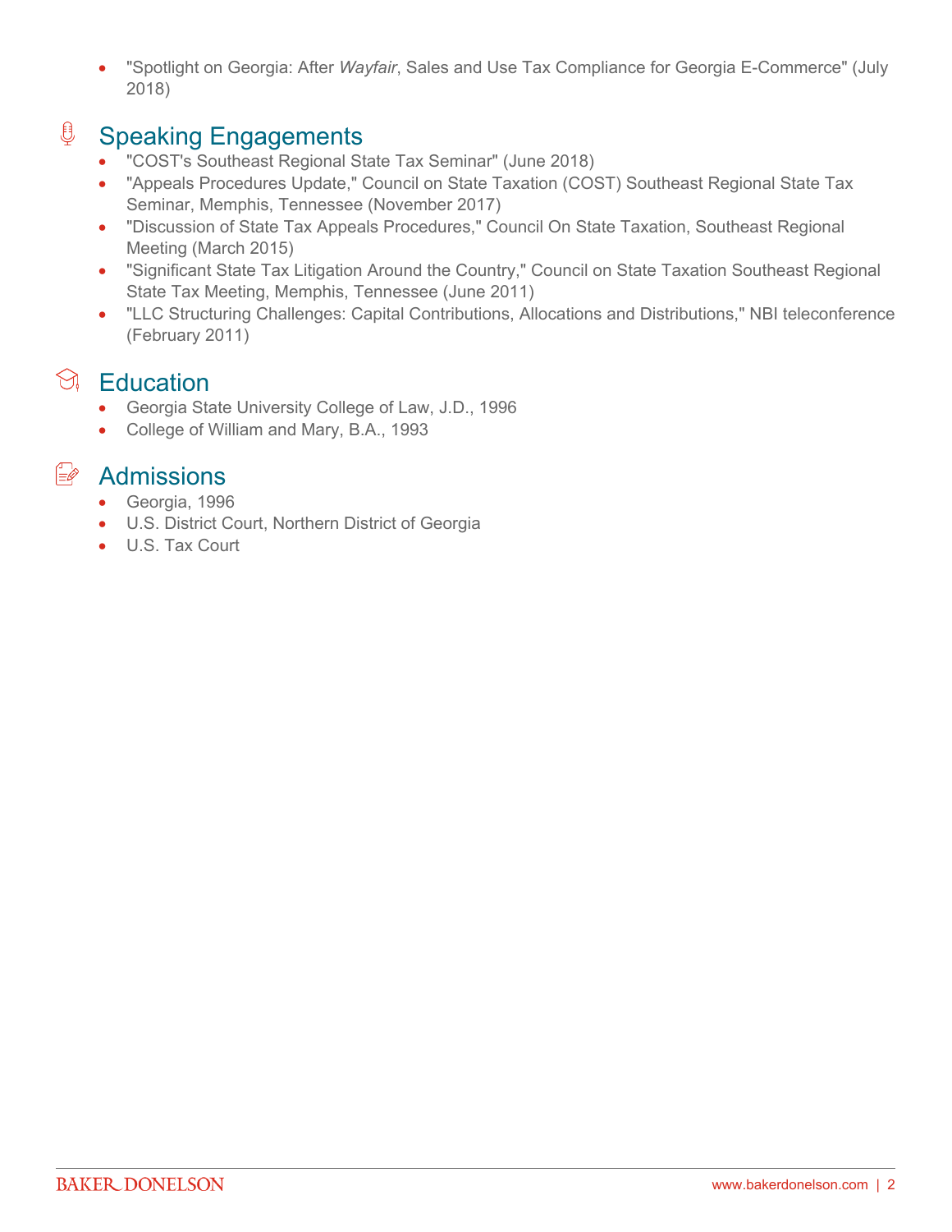- "Spotlight on Georgia: After *Wayfair*, Sales and Use Tax Compliance for Georgia E-Commerce" (July 2018)

## Speaking Engagements

- "COST's Southeast Regional State Tax Seminar" (June 2018)
- "Appeals Procedures Update," Council on State Taxation (COST) Southeast Regional State Tax Seminar, Memphis, Tennessee (November 2017)
- "Discussion of State Tax Appeals Procedures," Council On State Taxation, Southeast Regional Meeting (March 2015)
- "Significant State Tax Litigation Around the Country," Council on State Taxation Southeast Regional State Tax Meeting, Memphis, Tennessee (June 2011)
- "LLC Structuring Challenges: Capital Contributions, Allocations and Distributions," NBI teleconference (February 2011)

## Education

- Georgia State University College of Law, J.D., 1996
- College of William and Mary, B.A., 1993

## Admissions

- Georgia, 1996
- U.S. District Court, Northern District of Georgia
- U.S. Tax Court